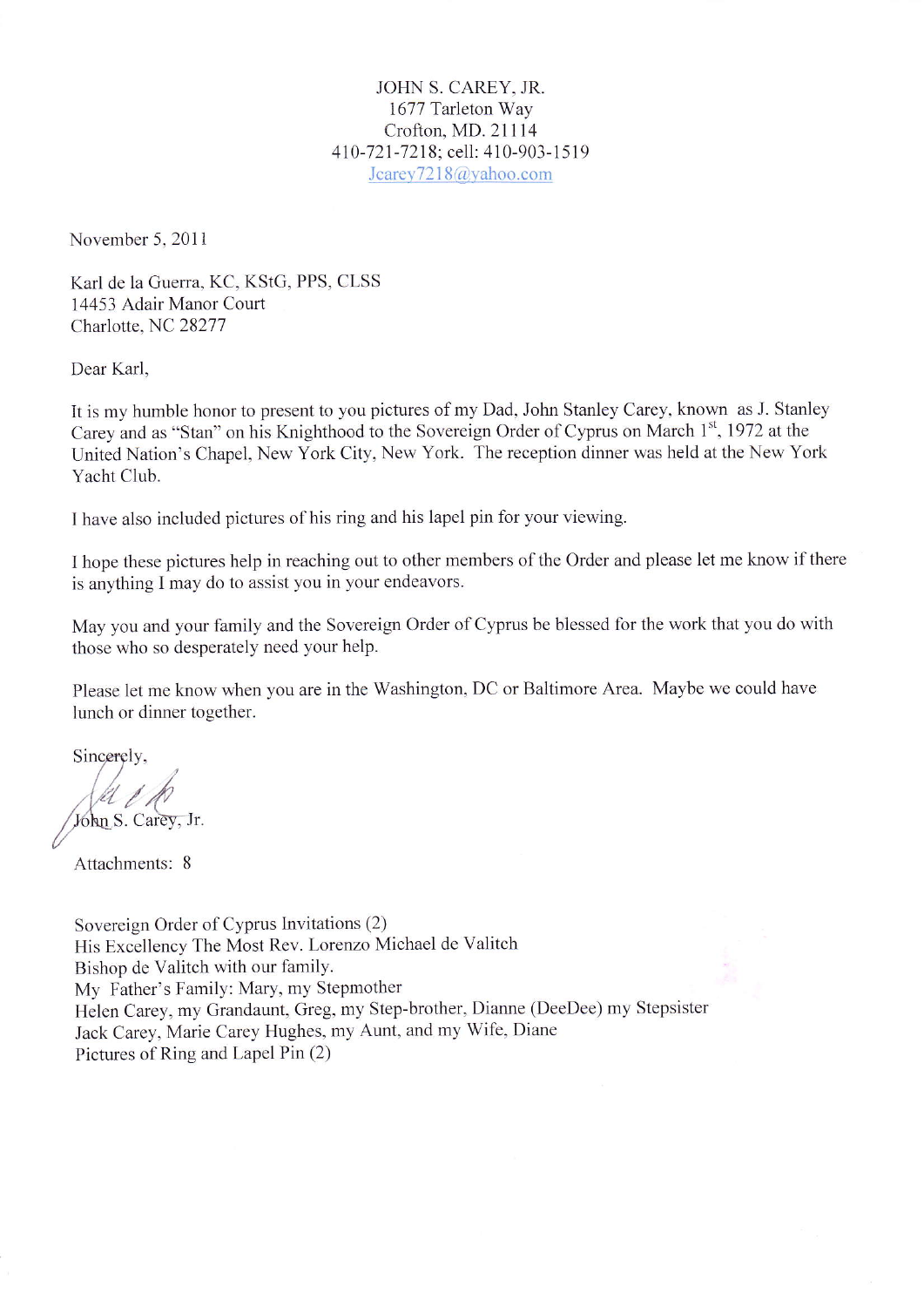JOHN S. CAREY, JR.
1677 Tarleton Way
Crofton, MD. 21114
410-721-7218; cell: 410-903-1519
Jcarey7218@yahoo.com

November 5, 2011

Karl de la Guerra, KC, KStG, PPS, CLSS
14453 Adair Manor Court
Charlotte, NC 28277

Dear Karl,

It is my humble honor to present to you pictures of my Dad, John Stanley Carey, known as J. Stanley Carey and as "Stan" on his Knighthood to the Sovereign Order of Cyprus on March 1st, 1972 at the United Nation's Chapel, New York City, New York. The reception dinner was held at the New York Yacht Club.

I have also included pictures of his ring and his lapel pin for your viewing.

I hope these pictures help in reaching out to other members of the Order and please let me know if there is anything I may do to assist you in your endeavors.

May you and your family and the Sovereign Order of Cyprus be blessed for the work that you do with those who so desperately need your help.

Please let me know when you are in the Washington, DC or Baltimore Area. Maybe we could have lunch or dinner together.

Sincerely,

John S. Carey, Jr.

Attachments: 8

Sovereign Order of Cyprus Invitations (2)
His Excellency The Most Rev. Lorenzo Michael de Valitch
Bishop de Valitch with our family.
My Father's Family: Mary, my Stepmother
Helen Carey, my Grandaunt, Greg, my Step-brother, Dianne (DeeDee) my Stepsister
Jack Carey, Marie Carey Hughes, my Aunt, and my Wife, Diane
Pictures of Ring and Lapel Pin (2)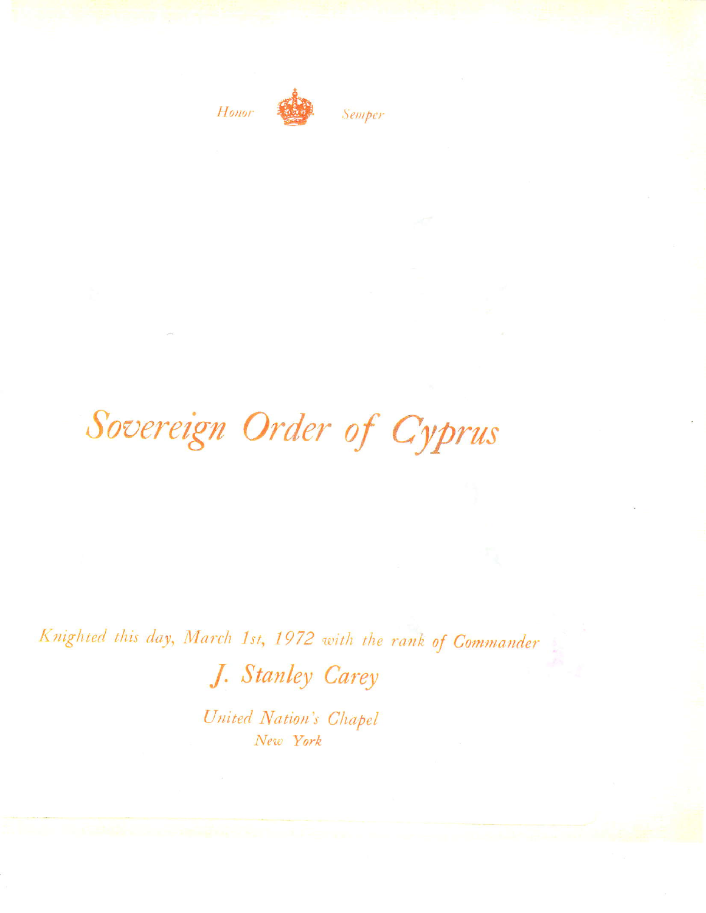Honor Semper

# *Sovereign Order of Cyprus*

*Knighted this day, March 1st, 1972 with the rank of Commander*

## *J. Stanley Carey*

*United Nation's Chapel*
*New York*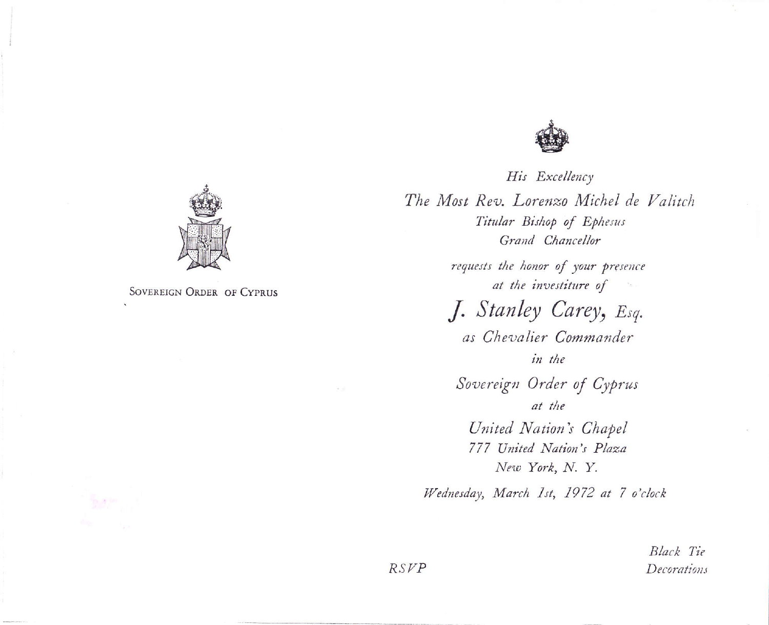SOVEREIGN ORDER OF CYPRUS

*His Excellency*

*The Most Rev. Lorenzo Michel de Valitch*

*Titular Bishop of Ephesus*

*Grand Chancellor*

*requests the honor of your presence*

*at the investiture of*

*J. Stanley Carey, Esq.*

*as Chevalier Commander*

*in the*

*Sovereign Order of Cyprus*

*at the*

*United Nation's Chapel*

*777 United Nation's Plaza*

*New York, N. Y.*

*Wednesday, March 1st, 1972 at 7 o'clock*

*RSVP*

*Black Tie*

*Decorations*